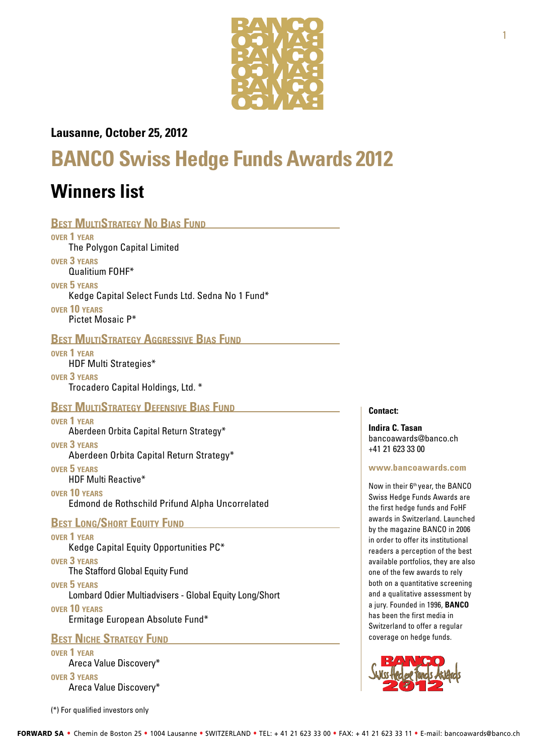**Lausanne, October 25, 2012**

# BANCO Swiss Hedge Funds Awards 2012

## Winners list

### Best MultiStrategy No Bias Fund

**over 1 year**
The Polygon Capital Limited

**over 3 years**
Qualitium FOHF*

**over 5 years**
Kedge Capital Select Funds Ltd. Sedna No 1 Fund*

**over 10 years**
Pictet Mosaic P*

### Best MultiStrategy Aggressive Bias Fund

**over 1 year**
HDF Multi Strategies*

**over 3 years**
Trocadero Capital Holdings, Ltd. *

### Best MultiStrategy Defensive Bias Fund

**over 1 year**
Aberdeen Orbita Capital Return Strategy*

**over 3 years**
Aberdeen Orbita Capital Return Strategy*

**over 5 years**
HDF Multi Reactive*

**over 10 years**
Edmond de Rothschild Prifund Alpha Uncorrelated

### Best Long/Short Equity Fund

**over 1 year**
Kedge Capital Equity Opportunities PC*

**over 3 years**
The Stafford Global Equity Fund

**over 5 years**
Lombard Odier Multiadvisers - Global Equity Long/Short

**over 10 years**
Ermitage European Absolute Fund*

### Best Niche Strategy Fund

**over 1 year**
Areca Value Discovery*

**over 3 years**
Areca Value Discovery*

(*) For qualified investors only

**Contact:**

**Indira C. Tasan**
bancoawards@banco.ch
+41 21 623 33 00

**www.bancoawards.com**

Now in their 6th year, the BANCO Swiss Hedge Funds Awards are the first hedge funds and FoHF awards in Switzerland. Launched by the magazine BANCO in 2006 in order to offer its institutional readers a perception of the best available portfolios, they are also one of the few awards to rely both on a quantitative screening and a qualitative assessment by a jury. Founded in 1996, **BANCO** has been the first media in Switzerland to offer a regular coverage on hedge funds.

**FORWARD SA** • Chemin de Boston 25 • 1004 Lausanne • SWITZERLAND • TEL: + 41 21 623 33 00 • FAX: + 41 21 623 33 11 • E-mail: bancoawards@banco.ch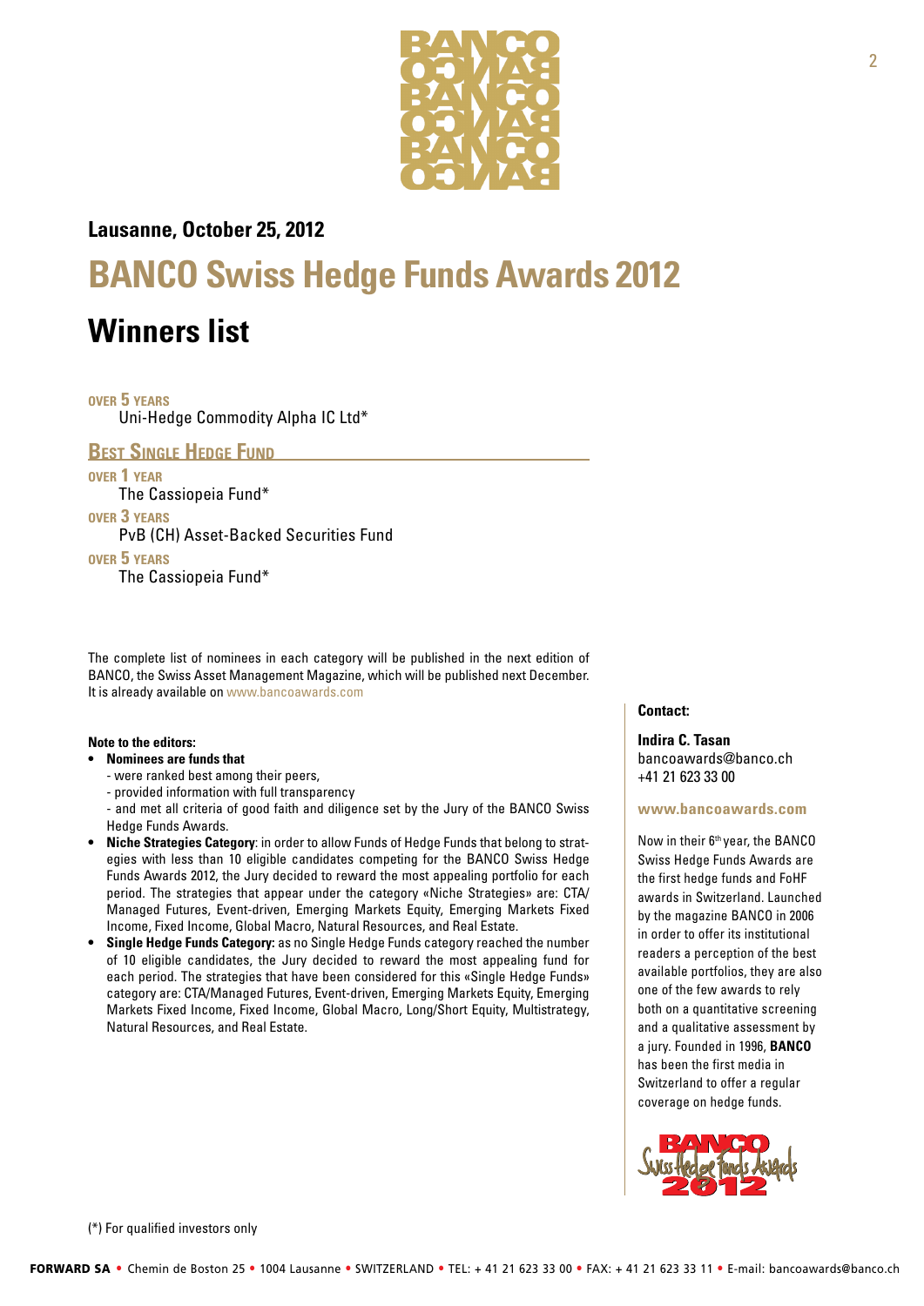Lausanne, October 25, 2012

# BANCO Swiss Hedge Funds Awards 2012

## Winners list

**OVER 5 YEARS**
Uni-Hedge Commodity Alpha IC Ltd*

### Best Single Hedge Fund

**OVER 1 YEAR**
The Cassiopeia Fund*

**OVER 3 YEARS**
PvB (CH) Asset-Backed Securities Fund

**OVER 5 YEARS**
The Cassiopeia Fund*

The complete list of nominees in each category will be published in the next edition of BANCO, the Swiss Asset Management Magazine, which will be published next December. It is already available on www.bancoawards.com

**Note to the editors:**

- **Nominees are funds that**
  - were ranked best among their peers,
  - provided information with full transparency
  - and met all criteria of good faith and diligence set by the Jury of the BANCO Swiss Hedge Funds Awards.
- **Niche Strategies Category**: in order to allow Funds of Hedge Funds that belong to strategies with less than 10 eligible candidates competing for the BANCO Swiss Hedge Funds Awards 2012, the Jury decided to reward the most appealing portfolio for each period. The strategies that appear under the category «Niche Strategies» are: CTA/Managed Futures, Event-driven, Emerging Markets Equity, Emerging Markets Fixed Income, Fixed Income, Global Macro, Natural Resources, and Real Estate.
- **Single Hedge Funds Category:** as no Single Hedge Funds category reached the number of 10 eligible candidates, the Jury decided to reward the most appealing fund for each period. The strategies that have been considered for this «Single Hedge Funds» category are: CTA/Managed Futures, Event-driven, Emerging Markets Equity, Emerging Markets Fixed Income, Fixed Income, Global Macro, Long/Short Equity, Multistrategy, Natural Resources, and Real Estate.

**Contact:**

**Indira C. Tasan**
bancoawards@banco.ch
+41 21 623 33 00

**www.bancoawards.com**

Now in their 6th year, the BANCO Swiss Hedge Funds Awards are the first hedge funds and FoHF awards in Switzerland. Launched by the magazine BANCO in 2006 in order to offer its institutional readers a perception of the best available portfolios, they are also one of the few awards to rely both on a quantitative screening and a qualitative assessment by a jury. Founded in 1996, **BANCO** has been the first media in Switzerland to offer a regular coverage on hedge funds.

(*) For qualified investors only

**FORWARD SA** • Chemin de Boston 25 • 1004 Lausanne • SWITZERLAND • TEL: + 41 21 623 33 00 • FAX: + 41 21 623 33 11 • E-mail: bancoawards@banco.ch